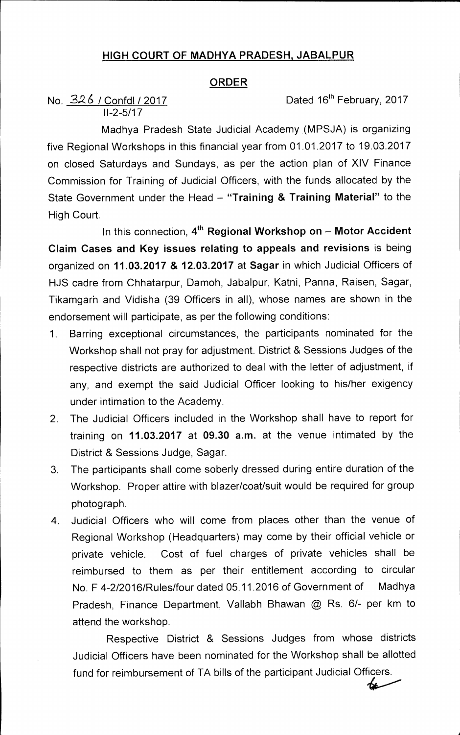## HIGH COURT OF MADHYA PRADESH, JABALPUR

### ORDER

No. 326 / Confdl / 2017
II-2-5/17

Dated 16th February, 2017

Madhya Pradesh State Judicial Academy (MPSJA) is organizing five Regional Workshops in this financial year from 01.01.2017 to 19.03.2017 on closed Saturdays and Sundays, as per the action plan of XIV Finance Commission for Training of Judicial Officers, with the funds allocated by the State Government under the Head – **"Training & Training Material"** to the High Court.

In this connection, **4th Regional Workshop on – Motor Accident Claim Cases and Key issues relating to appeals and revisions** is being organized on **11.03.2017 & 12.03.2017** at **Sagar** in which Judicial Officers of HJS cadre from Chhatarpur, Damoh, Jabalpur, Katni, Panna, Raisen, Sagar, Tikamgarh and Vidisha (39 Officers in all), whose names are shown in the endorsement will participate, as per the following conditions:

1. Barring exceptional circumstances, the participants nominated for the Workshop shall not pray for adjustment. District & Sessions Judges of the respective districts are authorized to deal with the letter of adjustment, if any, and exempt the said Judicial Officer looking to his/her exigency under intimation to the Academy.
2. The Judicial Officers included in the Workshop shall have to report for training on **11.03.2017** at **09.30 a.m.** at the venue intimated by the District & Sessions Judge, Sagar.
3. The participants shall come soberly dressed during entire duration of the Workshop. Proper attire with blazer/coat/suit would be required for group photograph.
4. Judicial Officers who will come from places other than the venue of Regional Workshop (Headquarters) may come by their official vehicle or private vehicle. Cost of fuel charges of private vehicles shall be reimbursed to them as per their entitlement according to circular No. F 4-2/2016/Rules/four dated 05.11.2016 of Government of Madhya Pradesh, Finance Department, Vallabh Bhawan @ Rs. 6/- per km to attend the workshop.

   Respective District & Sessions Judges from whose districts Judicial Officers have been nominated for the Workshop shall be allotted fund for reimbursement of TA bills of the participant Judicial Officers.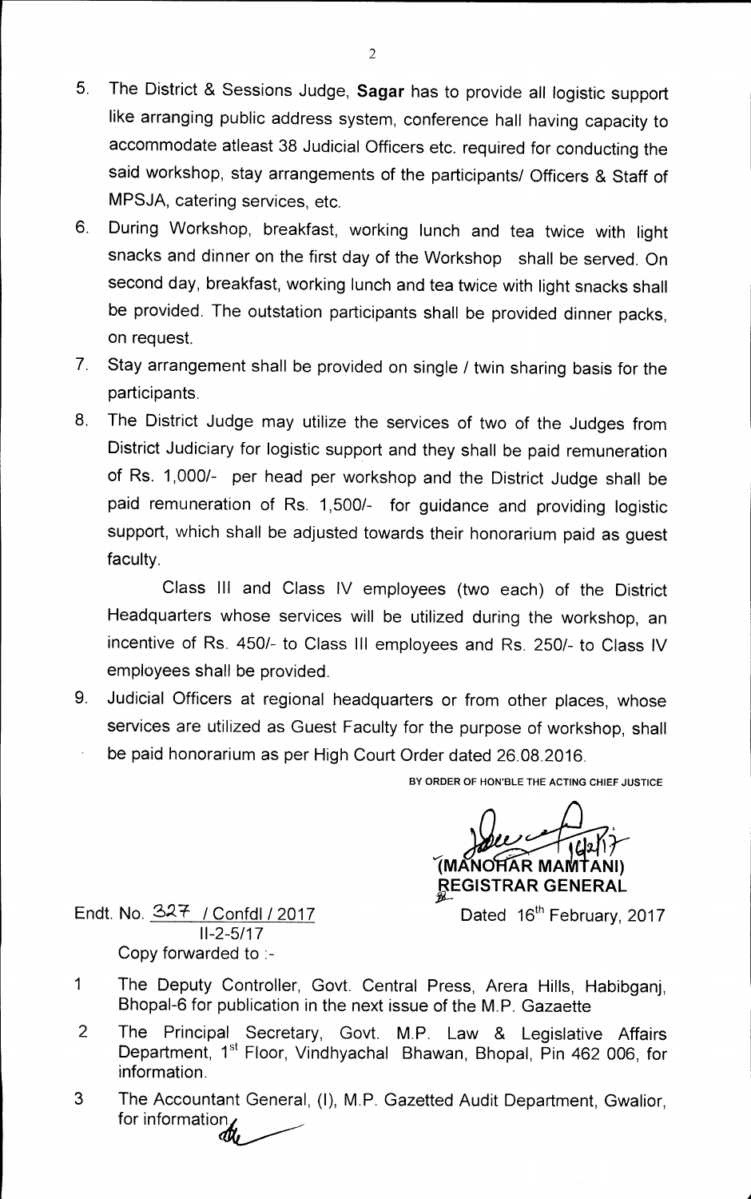5. The District & Sessions Judge, **Sagar** has to provide all logistic support like arranging public address system, conference hall having capacity to accommodate atleast 38 Judicial Officers etc. required for conducting the said workshop, stay arrangements of the participants/ Officers & Staff of MPSJA, catering services, etc.

6. During Workshop, breakfast, working lunch and tea twice with light snacks and dinner on the first day of the Workshop shall be served. On second day, breakfast, working lunch and tea twice with light snacks shall be provided. The outstation participants shall be provided dinner packs, on request.

7. Stay arrangement shall be provided on single / twin sharing basis for the participants.

8. The District Judge may utilize the services of two of the Judges from District Judiciary for logistic support and they shall be paid remuneration of Rs. 1,000/- per head per workshop and the District Judge shall be paid remuneration of Rs. 1,500/- for guidance and providing logistic support, which shall be adjusted towards their honorarium paid as guest faculty.

   Class III and Class IV employees (two each) of the District Headquarters whose services will be utilized during the workshop, an incentive of Rs. 450/- to Class III employees and Rs. 250/- to Class IV employees shall be provided.

9. Judicial Officers at regional headquarters or from other places, whose services are utilized as Guest Faculty for the purpose of workshop, shall be paid honorarium as per High Court Order dated 26.08.2016.

BY ORDER OF HON'BLE THE ACTING CHIEF JUSTICE

(MANOHAR MAMTANI)
REGISTRAR GENERAL

Endt. No. 327 / Confdl / 2017
II-2-5/17

Dated 16th February, 2017

Copy forwarded to :-

1. The Deputy Controller, Govt. Central Press, Arera Hills, Habibganj, Bhopal-6 for publication in the next issue of the M.P. Gazaette
2. The Principal Secretary, Govt. M.P. Law & Legislative Affairs Department, 1st Floor, Vindhyachal Bhawan, Bhopal, Pin 462 006, for information.
3. The Accountant General, (I), M.P. Gazetted Audit Department, Gwalior, for information.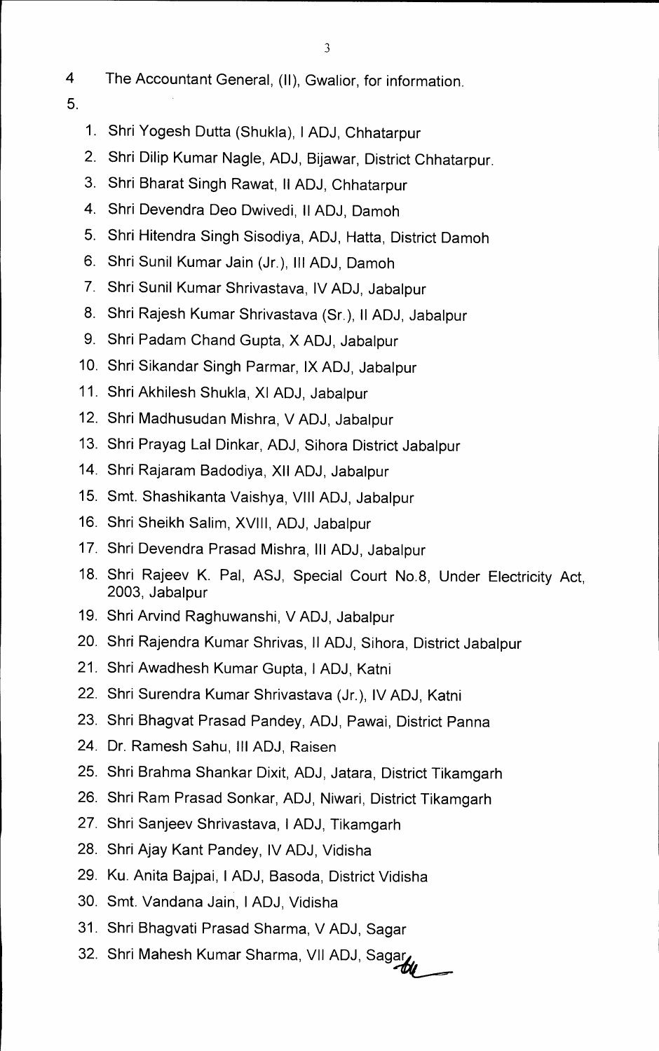4 The Accountant General, (II), Gwalior, for information.

5.

1. Shri Yogesh Dutta (Shukla), I ADJ, Chhatarpur
2. Shri Dilip Kumar Nagle, ADJ, Bijawar, District Chhatarpur.
3. Shri Bharat Singh Rawat, II ADJ, Chhatarpur
4. Shri Devendra Deo Dwivedi, II ADJ, Damoh
5. Shri Hitendra Singh Sisodiya, ADJ, Hatta, District Damoh
6. Shri Sunil Kumar Jain (Jr.), III ADJ, Damoh
7. Shri Sunil Kumar Shrivastava, IV ADJ, Jabalpur
8. Shri Rajesh Kumar Shrivastava (Sr.), II ADJ, Jabalpur
9. Shri Padam Chand Gupta, X ADJ, Jabalpur
10. Shri Sikandar Singh Parmar, IX ADJ, Jabalpur
11. Shri Akhilesh Shukla, XI ADJ, Jabalpur
12. Shri Madhusudan Mishra, V ADJ, Jabalpur
13. Shri Prayag Lal Dinkar, ADJ, Sihora District Jabalpur
14. Shri Rajaram Badodiya, XII ADJ, Jabalpur
15. Smt. Shashikanta Vaishya, VIII ADJ, Jabalpur
16. Shri Sheikh Salim, XVIII, ADJ, Jabalpur
17. Shri Devendra Prasad Mishra, III ADJ, Jabalpur
18. Shri Rajeev K. Pal, ASJ, Special Court No.8, Under Electricity Act, 2003, Jabalpur
19. Shri Arvind Raghuwanshi, V ADJ, Jabalpur
20. Shri Rajendra Kumar Shrivas, II ADJ, Sihora, District Jabalpur
21. Shri Awadhesh Kumar Gupta, I ADJ, Katni
22. Shri Surendra Kumar Shrivastava (Jr.), IV ADJ, Katni
23. Shri Bhagvat Prasad Pandey, ADJ, Pawai, District Panna
24. Dr. Ramesh Sahu, III ADJ, Raisen
25. Shri Brahma Shankar Dixit, ADJ, Jatara, District Tikamgarh
26. Shri Ram Prasad Sonkar, ADJ, Niwari, District Tikamgarh
27. Shri Sanjeev Shrivastava, I ADJ, Tikamgarh
28. Shri Ajay Kant Pandey, IV ADJ, Vidisha
29. Ku. Anita Bajpai, I ADJ, Basoda, District Vidisha
30. Smt. Vandana Jain, I ADJ, Vidisha
31. Shri Bhagvati Prasad Sharma, V ADJ, Sagar
32. Shri Mahesh Kumar Sharma, VII ADJ, Sagar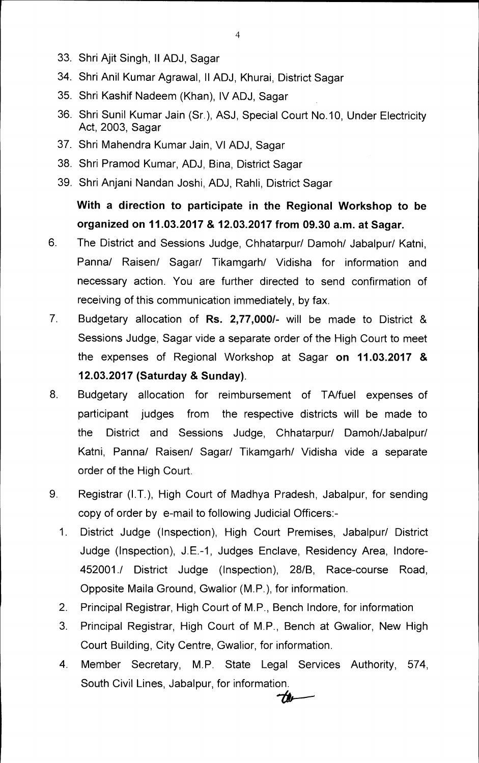33. Shri Ajit Singh, II ADJ, Sagar
34. Shri Anil Kumar Agrawal, II ADJ, Khurai, District Sagar
35. Shri Kashif Nadeem (Khan), IV ADJ, Sagar
36. Shri Sunil Kumar Jain (Sr.), ASJ, Special Court No.10, Under Electricity Act, 2003, Sagar
37. Shri Mahendra Kumar Jain, VI ADJ, Sagar
38. Shri Pramod Kumar, ADJ, Bina, District Sagar
39. Shri Anjani Nandan Joshi, ADJ, Rahli, District Sagar

**With a direction to participate in the Regional Workshop to be organized on 11.03.2017 & 12.03.2017 from 09.30 a.m. at Sagar.**

6. The District and Sessions Judge, Chhatarpur/ Damoh/ Jabalpur/ Katni, Panna/ Raisen/ Sagar/ Tikamgarh/ Vidisha for information and necessary action. You are further directed to send confirmation of receiving of this communication immediately, by fax.
7. Budgetary allocation of **Rs. 2,77,000/-** will be made to District & Sessions Judge, Sagar vide a separate order of the High Court to meet the expenses of Regional Workshop at Sagar **on 11.03.2017 & 12.03.2017 (Saturday & Sunday)**.
8. Budgetary allocation for reimbursement of TA/fuel expenses of participant judges from the respective districts will be made to the District and Sessions Judge, Chhatarpur/ Damoh/Jabalpur/ Katni, Panna/ Raisen/ Sagar/ Tikamgarh/ Vidisha vide a separate order of the High Court.
9. Registrar (I.T.), High Court of Madhya Pradesh, Jabalpur, for sending copy of order by e-mail to following Judicial Officers:-
   1. District Judge (Inspection), High Court Premises, Jabalpur/ District Judge (Inspection), J.E.-1, Judges Enclave, Residency Area, Indore-452001./ District Judge (Inspection), 28/B, Race-course Road, Opposite Maila Ground, Gwalior (M.P.), for information.
   2. Principal Registrar, High Court of M.P., Bench Indore, for information
   3. Principal Registrar, High Court of M.P., Bench at Gwalior, New High Court Building, City Centre, Gwalior, for information.
   4. Member Secretary, M.P. State Legal Services Authority, 574, South Civil Lines, Jabalpur, for information.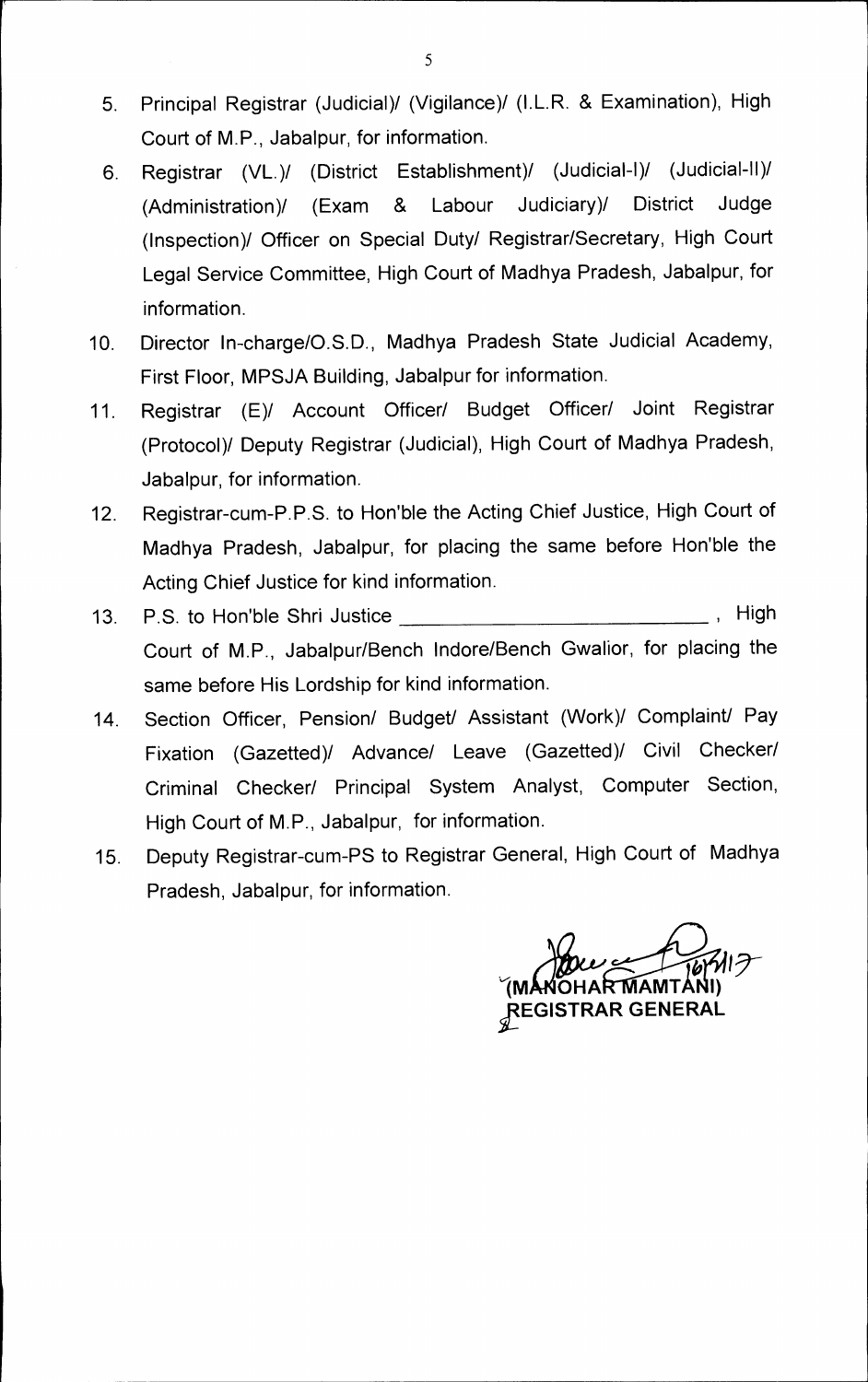5. Principal Registrar (Judicial)/ (Vigilance)/ (I.L.R. & Examination), High Court of M.P., Jabalpur, for information.
6. Registrar (VL.)/ (District Establishment)/ (Judicial-I)/ (Judicial-II)/ (Administration)/ (Exam & Labour Judiciary)/ District Judge (Inspection)/ Officer on Special Duty/ Registrar/Secretary, High Court Legal Service Committee, High Court of Madhya Pradesh, Jabalpur, for information.
10. Director In-charge/O.S.D., Madhya Pradesh State Judicial Academy, First Floor, MPSJA Building, Jabalpur for information.
11. Registrar (E)/ Account Officer/ Budget Officer/ Joint Registrar (Protocol)/ Deputy Registrar (Judicial), High Court of Madhya Pradesh, Jabalpur, for information.
12. Registrar-cum-P.P.S. to Hon'ble the Acting Chief Justice, High Court of Madhya Pradesh, Jabalpur, for placing the same before Hon'ble the Acting Chief Justice for kind information.
13. P.S. to Hon'ble Shri Justice \_\_\_\_\_\_\_\_\_\_\_\_\_\_\_\_\_\_\_\_\_\_\_\_\_\_\_\_, High Court of M.P., Jabalpur/Bench Indore/Bench Gwalior, for placing the same before His Lordship for kind information.
14. Section Officer, Pension/ Budget/ Assistant (Work)/ Complaint/ Pay Fixation (Gazetted)/ Advance/ Leave (Gazetted)/ Civil Checker/ Criminal Checker/ Principal System Analyst, Computer Section, High Court of M.P., Jabalpur, for information.
15. Deputy Registrar-cum-PS to Registrar General, High Court of Madhya Pradesh, Jabalpur, for information.

16/5/17

**(MANOHAR MAMTANI)**
**REGISTRAR GENERAL**